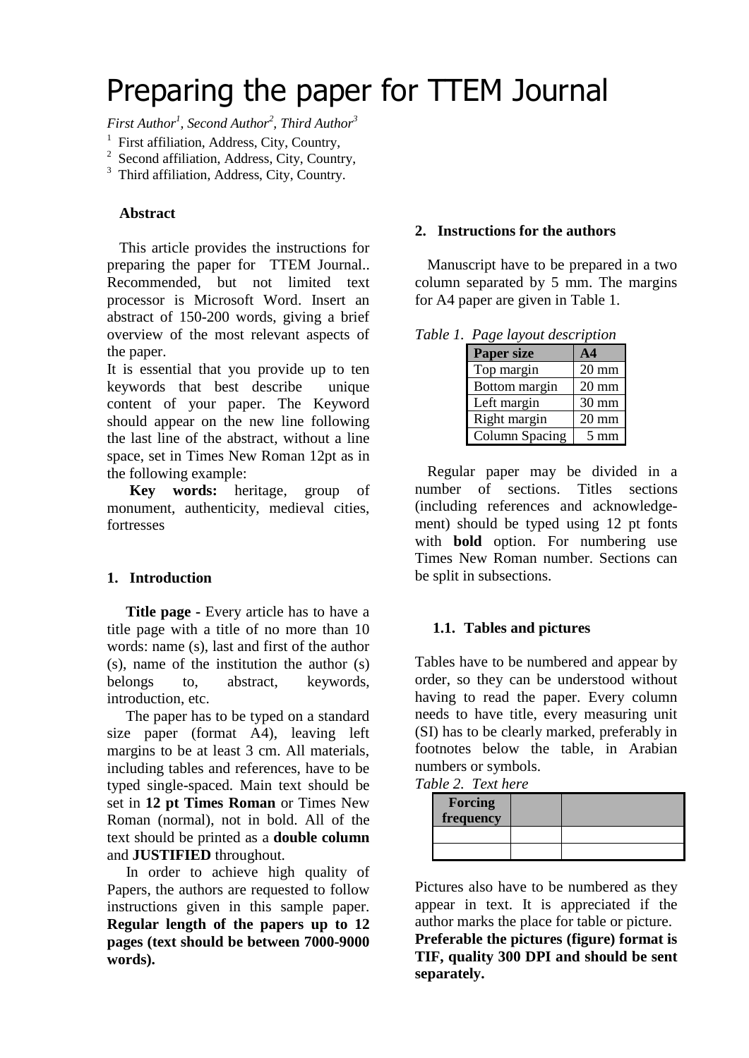# Preparing the paper for TTEM Journal

*First Author[1], Second Author[2], Third Author[3]*

[1] First affiliation, Address, City, Country,

[2] Second affiliation, Address, City, Country,

[3] Third affiliation, Address, City, Country.

**Abstract**

This article provides the instructions for preparing the paper for TTEM Journal.. Recommended, but not limited text processor is Microsoft Word. Insert an abstract of 150-200 words, giving a brief overview of the most relevant aspects of the paper.

It is essential that you provide up to ten keywords that best describe unique content of your paper. The Keyword should appear on the new line following the last line of the abstract, without a line space, set in Times New Roman 12pt as in the following example:

**Key words:** heritage, group of monument, authenticity, medieval cities, fortresses

## 1. Introduction

**Title page -** Every article has to have a title page with a title of no more than 10 words: name (s), last and first of the author (s), name of the institution the author (s) belongs to, abstract, keywords, introduction, etc.

The paper has to be typed on a standard size paper (format A4), leaving left margins to be at least 3 cm. All materials, including tables and references, have to be typed single-spaced. Main text should be set in **12 pt Times Roman** or Times New Roman (normal), not in bold. All of the text should be printed as a **double column** and **JUSTIFIED** throughout.

In order to achieve high quality of Papers, the authors are requested to follow instructions given in this sample paper. **Regular length of the papers up to 12 pages (text should be between 7000-9000 words).**

## 2. Instructions for the authors

Manuscript have to be prepared in a two column separated by 5 mm. The margins for A4 paper are given in Table 1.

*Table 1. Page layout description*

| Paper size | A4 |
|---|---|
| Top margin | 20 mm |
| Bottom margin | 20 mm |
| Left margin | 30 mm |
| Right margin | 20 mm |
| Column Spacing | 5 mm |

Regular paper may be divided in a number of sections. Titles sections (including references and acknowledge-ment) should be typed using 12 pt fonts with **bold** option. For numbering use Times New Roman number. Sections can be split in subsections.

### 1.1. Tables and pictures

Tables have to be numbered and appear by order, so they can be understood without having to read the paper. Every column needs to have title, every measuring unit (SI) has to be clearly marked, preferably in footnotes below the table, in Arabian numbers or symbols.

*Table 2. Text here*

| Forcing frequency | | |
|---|---|---|
| | | |
| | | |

Pictures also have to be numbered as they appear in text. It is appreciated if the author marks the place for table or picture. **Preferable the pictures (figure) format is TIF, quality 300 DPI and should be sent separately.**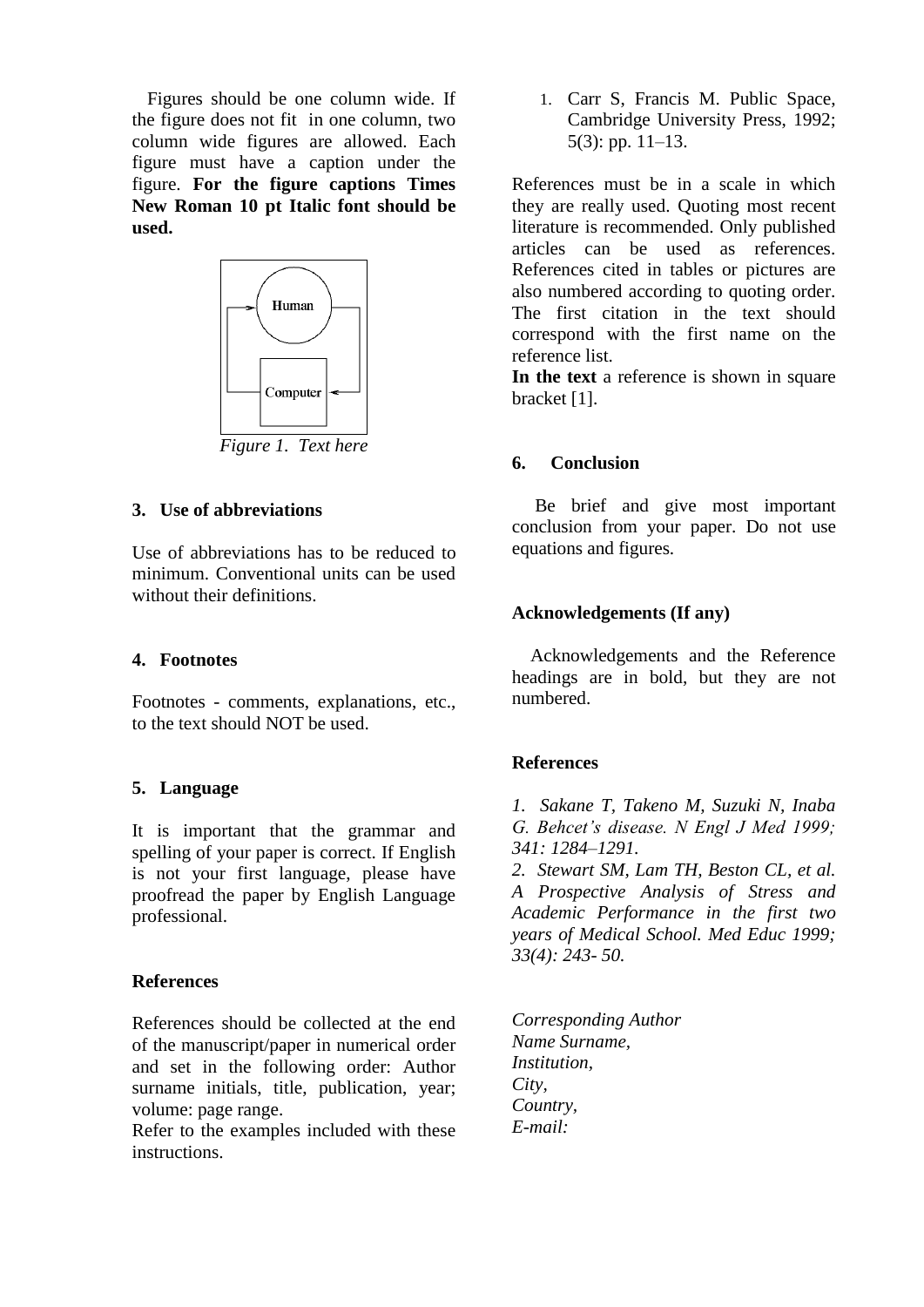Figures should be one column wide. If the figure does not fit in one column, two column wide figures are allowed. Each figure must have a caption under the figure. **For the figure captions Times New Roman 10 pt Italic font should be used.**

Human

Computer

*Figure 1. Text here*

### 3. Use of abbreviations

Use of abbreviations has to be reduced to minimum. Conventional units can be used without their definitions.

### 4. Footnotes

Footnotes - comments, explanations, etc., to the text should NOT be used.

### 5. Language

It is important that the grammar and spelling of your paper is correct. If English is not your first language, please have proofread the paper by English Language professional.

### References

References should be collected at the end of the manuscript/paper in numerical order and set in the following order: Author surname initials, title, publication, year; volume: page range.

Refer to the examples included with these instructions.

1. Carr S, Francis M. Public Space, Cambridge University Press, 1992; 5(3): pp. 11–13.

References must be in a scale in which they are really used. Quoting most recent literature is recommended. Only published articles can be used as references. References cited in tables or pictures are also numbered according to quoting order. The first citation in the text should correspond with the first name on the reference list.

**In the text** a reference is shown in square bracket [1].

### 6. Conclusion

Be brief and give most important conclusion from your paper. Do not use equations and figures.

### Acknowledgements (If any)

Acknowledgements and the Reference headings are in bold, but they are not numbered.

### References

*1. Sakane T, Takeno M, Suzuki N, Inaba G. Behcet's disease. N Engl J Med 1999; 341: 1284–1291.*

*2. Stewart SM, Lam TH, Beston CL, et al. A Prospective Analysis of Stress and Academic Performance in the first two years of Medical School. Med Educ 1999; 33(4): 243- 50.*

*Corresponding Author*
*Name Surname,*
*Institution,*
*City,*
*Country,*
*E-mail:*